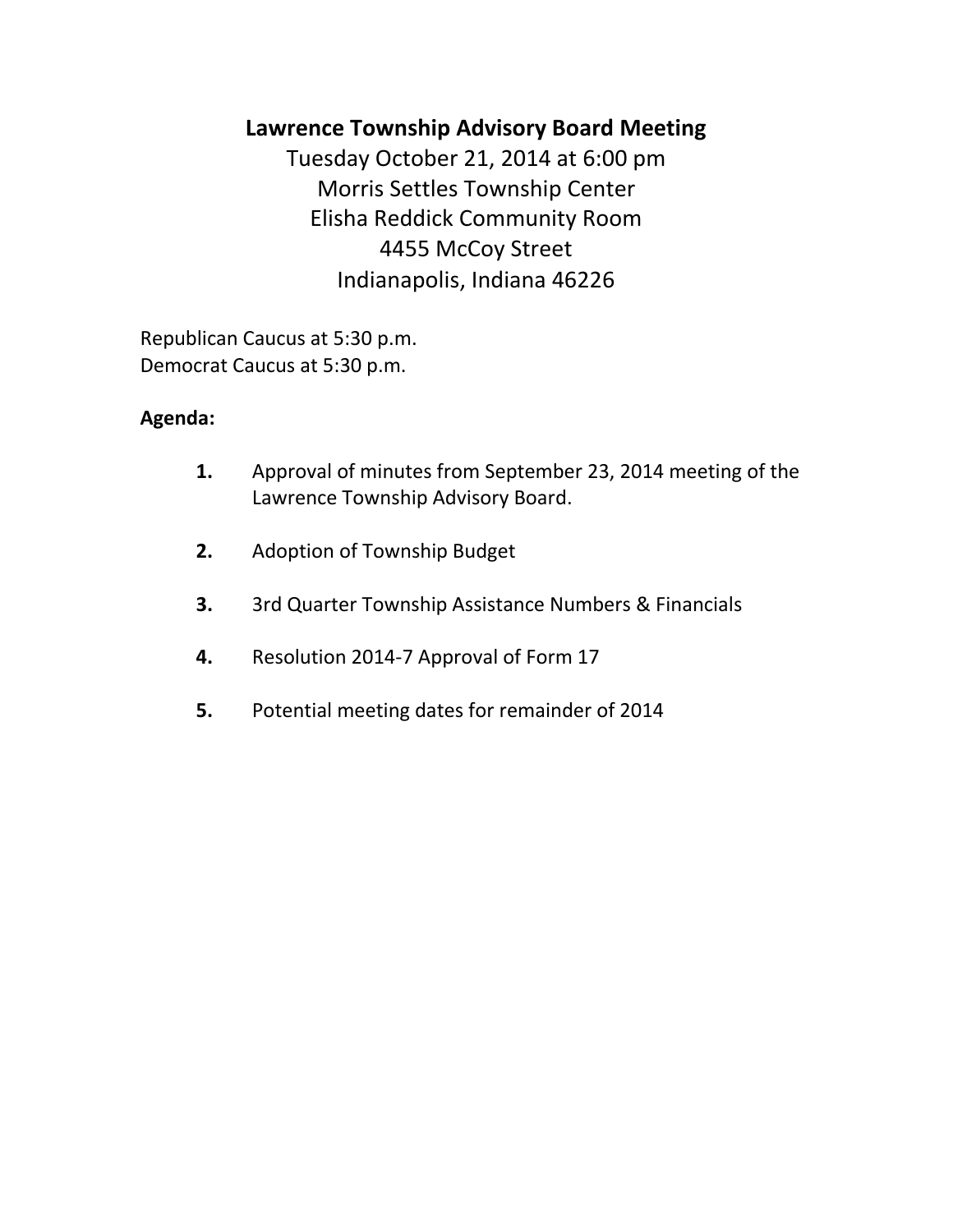# Lawrence Township Advisory Board Meeting

Tuesday October 21, 2014 at 6:00 pm
Morris Settles Township Center
Elisha Reddick Community Room
4455 McCoy Street
Indianapolis, Indiana 46226

Republican Caucus at 5:30 p.m.
Democrat Caucus at 5:30 p.m.

**Agenda:**

1. Approval of minutes from September 23, 2014 meeting of the Lawrence Township Advisory Board.
2. Adoption of Township Budget
3. 3rd Quarter Township Assistance Numbers & Financials
4. Resolution 2014-7 Approval of Form 17
5. Potential meeting dates for remainder of 2014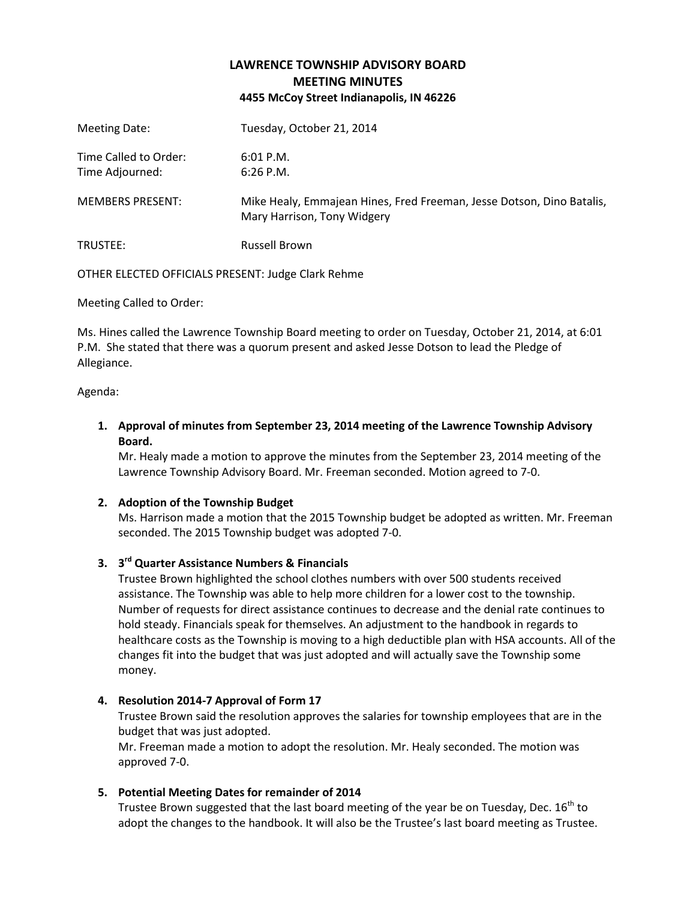# LAWRENCE TOWNSHIP ADVISORY BOARD
## MEETING MINUTES
### 4455 McCoy Street Indianapolis, IN 46226

Meeting Date: Tuesday, October 21, 2014

Time Called to Order: 6:01 P.M.
Time Adjourned: 6:26 P.M.

MEMBERS PRESENT: Mike Healy, Emmajean Hines, Fred Freeman, Jesse Dotson, Dino Batalis, Mary Harrison, Tony Widgery

TRUSTEE: Russell Brown

OTHER ELECTED OFFICIALS PRESENT: Judge Clark Rehme

Meeting Called to Order:

Ms. Hines called the Lawrence Township Board meeting to order on Tuesday, October 21, 2014, at 6:01 P.M. She stated that there was a quorum present and asked Jesse Dotson to lead the Pledge of Allegiance.

Agenda:

1. **Approval of minutes from September 23, 2014 meeting of the Lawrence Township Advisory Board.**
   Mr. Healy made a motion to approve the minutes from the September 23, 2014 meeting of the Lawrence Township Advisory Board. Mr. Freeman seconded. Motion agreed to 7-0.

2. **Adoption of the Township Budget**
   Ms. Harrison made a motion that the 2015 Township budget be adopted as written. Mr. Freeman seconded. The 2015 Township budget was adopted 7-0.

3. **3rd Quarter Assistance Numbers & Financials**
   Trustee Brown highlighted the school clothes numbers with over 500 students received assistance. The Township was able to help more children for a lower cost to the township. Number of requests for direct assistance continues to decrease and the denial rate continues to hold steady. Financials speak for themselves. An adjustment to the handbook in regards to healthcare costs as the Township is moving to a high deductible plan with HSA accounts. All of the changes fit into the budget that was just adopted and will actually save the Township some money.

4. **Resolution 2014-7 Approval of Form 17**
   Trustee Brown said the resolution approves the salaries for township employees that are in the budget that was just adopted.
   Mr. Freeman made a motion to adopt the resolution. Mr. Healy seconded. The motion was approved 7-0.

5. **Potential Meeting Dates for remainder of 2014**
   Trustee Brown suggested that the last board meeting of the year be on Tuesday, Dec. 16th to adopt the changes to the handbook. It will also be the Trustee's last board meeting as Trustee.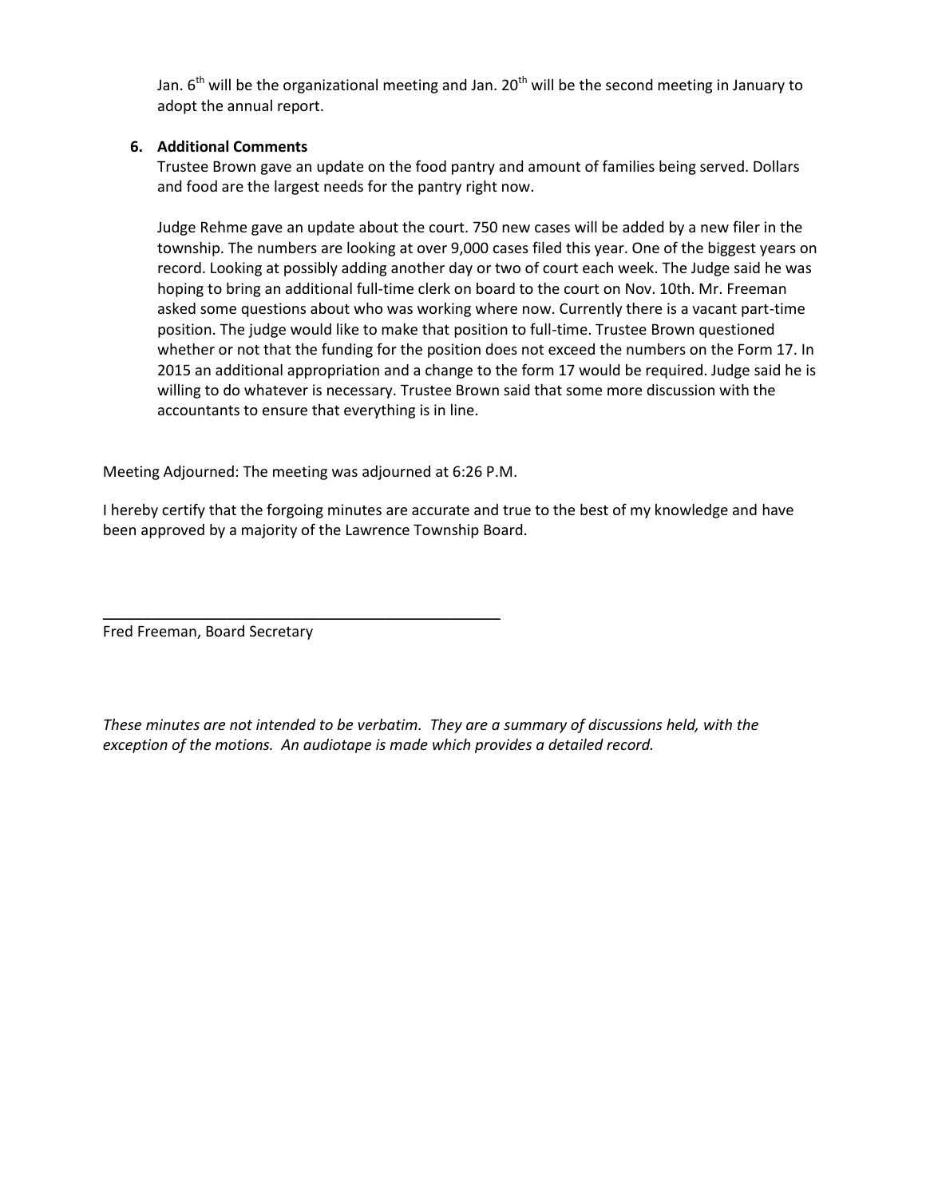Jan. 6th will be the organizational meeting and Jan. 20th will be the second meeting in January to adopt the annual report.

6. **Additional Comments**

   Trustee Brown gave an update on the food pantry and amount of families being served. Dollars and food are the largest needs for the pantry right now.

   Judge Rehme gave an update about the court. 750 new cases will be added by a new filer in the township. The numbers are looking at over 9,000 cases filed this year. One of the biggest years on record. Looking at possibly adding another day or two of court each week. The Judge said he was hoping to bring an additional full-time clerk on board to the court on Nov. 10th. Mr. Freeman asked some questions about who was working where now. Currently there is a vacant part-time position. The judge would like to make that position to full-time. Trustee Brown questioned whether or not that the funding for the position does not exceed the numbers on the Form 17. In 2015 an additional appropriation and a change to the form 17 would be required. Judge said he is willing to do whatever is necessary. Trustee Brown said that some more discussion with the accountants to ensure that everything is in line.

Meeting Adjourned: The meeting was adjourned at 6:26 P.M.

I hereby certify that the forgoing minutes are accurate and true to the best of my knowledge and have been approved by a majority of the Lawrence Township Board.

\_\_\_\_\_\_\_\_\_\_\_\_\_\_\_\_\_\_\_\_\_\_\_\_\_\_\_\_\_\_\_\_\_\_\_\_\_\_\_\_

Fred Freeman, Board Secretary

*These minutes are not intended to be verbatim. They are a summary of discussions held, with the exception of the motions. An audiotape is made which provides a detailed record.*